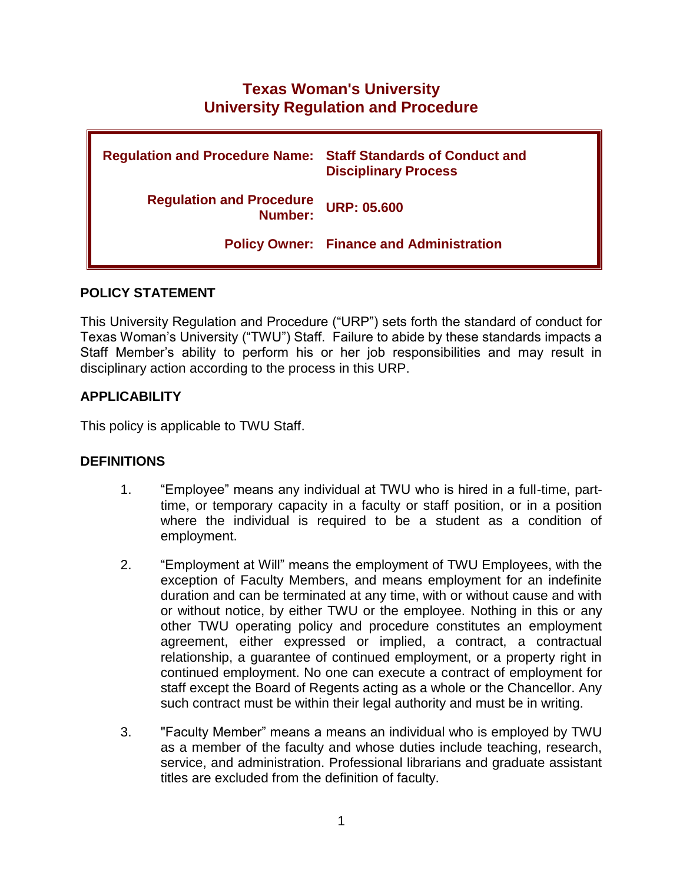# Texas Woman's University
# University Regulation and Procedure

| | |
|---|---|
| **Regulation and Procedure Name:** | **Staff Standards of Conduct and Disciplinary Process** |
| **Regulation and Procedure Number:** | **URP: 05.600** |
| **Policy Owner:** | **Finance and Administration** |

## POLICY STATEMENT

This University Regulation and Procedure ("URP") sets forth the standard of conduct for Texas Woman's University ("TWU") Staff. Failure to abide by these standards impacts a Staff Member's ability to perform his or her job responsibilities and may result in disciplinary action according to the process in this URP.

## APPLICABILITY

This policy is applicable to TWU Staff.

## DEFINITIONS

1. "Employee" means any individual at TWU who is hired in a full-time, part-time, or temporary capacity in a faculty or staff position, or in a position where the individual is required to be a student as a condition of employment.

2. "Employment at Will" means the employment of TWU Employees, with the exception of Faculty Members, and means employment for an indefinite duration and can be terminated at any time, with or without cause and with or without notice, by either TWU or the employee. Nothing in this or any other TWU operating policy and procedure constitutes an employment agreement, either expressed or implied, a contract, a contractual relationship, a guarantee of continued employment, or a property right in continued employment. No one can execute a contract of employment for staff except the Board of Regents acting as a whole or the Chancellor. Any such contract must be within their legal authority and must be in writing.

3. "Faculty Member" means a means an individual who is employed by TWU as a member of the faculty and whose duties include teaching, research, service, and administration. Professional librarians and graduate assistant titles are excluded from the definition of faculty.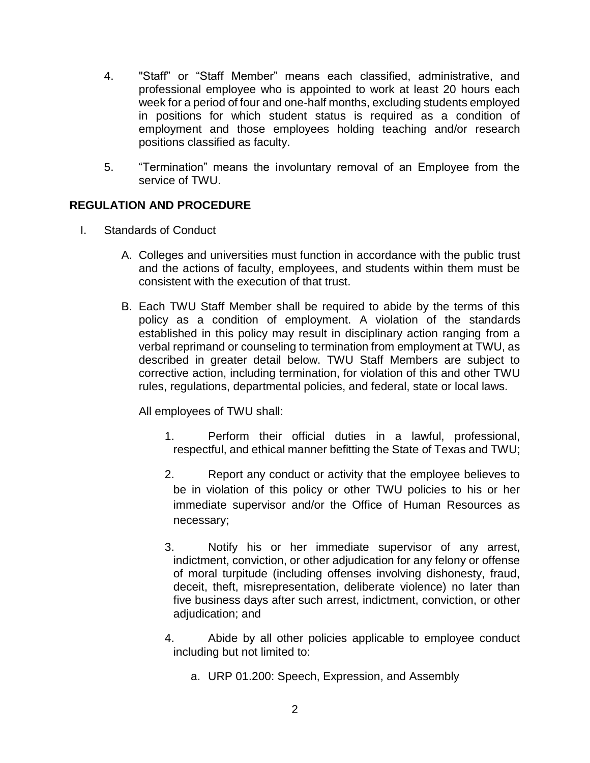4. "Staff" or "Staff Member" means each classified, administrative, and professional employee who is appointed to work at least 20 hours each week for a period of four and one-half months, excluding students employed in positions for which student status is required as a condition of employment and those employees holding teaching and/or research positions classified as faculty.

5. "Termination" means the involuntary removal of an Employee from the service of TWU.

## REGULATION AND PROCEDURE

I. Standards of Conduct

   A. Colleges and universities must function in accordance with the public trust and the actions of faculty, employees, and students within them must be consistent with the execution of that trust.

   B. Each TWU Staff Member shall be required to abide by the terms of this policy as a condition of employment. A violation of the standards established in this policy may result in disciplinary action ranging from a verbal reprimand or counseling to termination from employment at TWU, as described in greater detail below. TWU Staff Members are subject to corrective action, including termination, for violation of this and other TWU rules, regulations, departmental policies, and federal, state or local laws.

      All employees of TWU shall:

      1. Perform their official duties in a lawful, professional, respectful, and ethical manner befitting the State of Texas and TWU;

      2. Report any conduct or activity that the employee believes to be in violation of this policy or other TWU policies to his or her immediate supervisor and/or the Office of Human Resources as necessary;

      3. Notify his or her immediate supervisor of any arrest, indictment, conviction, or other adjudication for any felony or offense of moral turpitude (including offenses involving dishonesty, fraud, deceit, theft, misrepresentation, deliberate violence) no later than five business days after such arrest, indictment, conviction, or other adjudication; and

      4. Abide by all other policies applicable to employee conduct including but not limited to:

         a. URP 01.200: Speech, Expression, and Assembly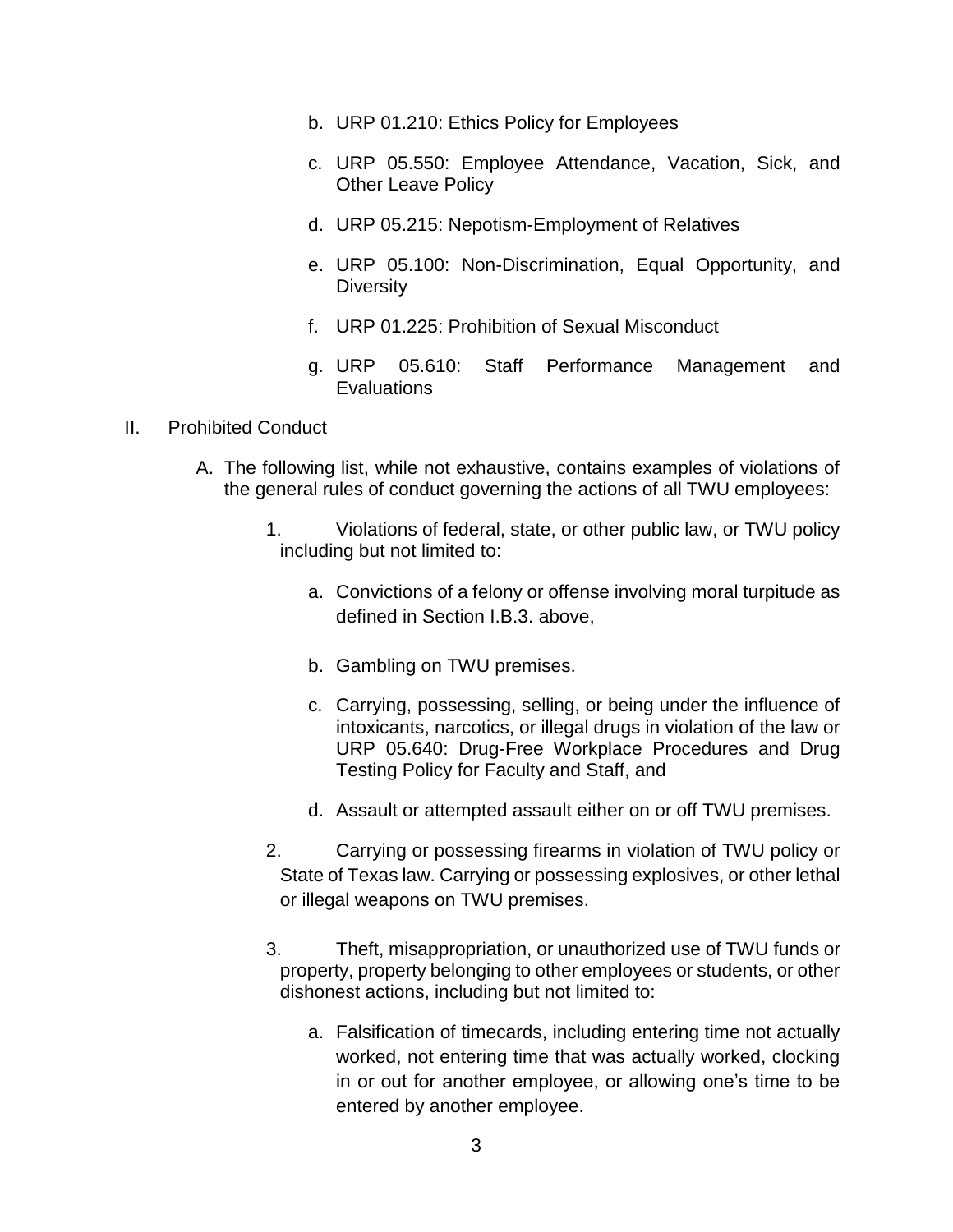b. URP 01.210: Ethics Policy for Employees

c. URP 05.550: Employee Attendance, Vacation, Sick, and Other Leave Policy

d. URP 05.215: Nepotism-Employment of Relatives

e. URP 05.100: Non-Discrimination, Equal Opportunity, and Diversity

f. URP 01.225: Prohibition of Sexual Misconduct

g. URP 05.610: Staff Performance Management and Evaluations

II. Prohibited Conduct

A. The following list, while not exhaustive, contains examples of violations of the general rules of conduct governing the actions of all TWU employees:

1. Violations of federal, state, or other public law, or TWU policy including but not limited to:

a. Convictions of a felony or offense involving moral turpitude as defined in Section I.B.3. above,

b. Gambling on TWU premises.

c. Carrying, possessing, selling, or being under the influence of intoxicants, narcotics, or illegal drugs in violation of the law or URP 05.640: Drug-Free Workplace Procedures and Drug Testing Policy for Faculty and Staff, and

d. Assault or attempted assault either on or off TWU premises.

2. Carrying or possessing firearms in violation of TWU policy or State of Texas law. Carrying or possessing explosives, or other lethal or illegal weapons on TWU premises.

3. Theft, misappropriation, or unauthorized use of TWU funds or property, property belonging to other employees or students, or other dishonest actions, including but not limited to:

a. Falsification of timecards, including entering time not actually worked, not entering time that was actually worked, clocking in or out for another employee, or allowing one's time to be entered by another employee.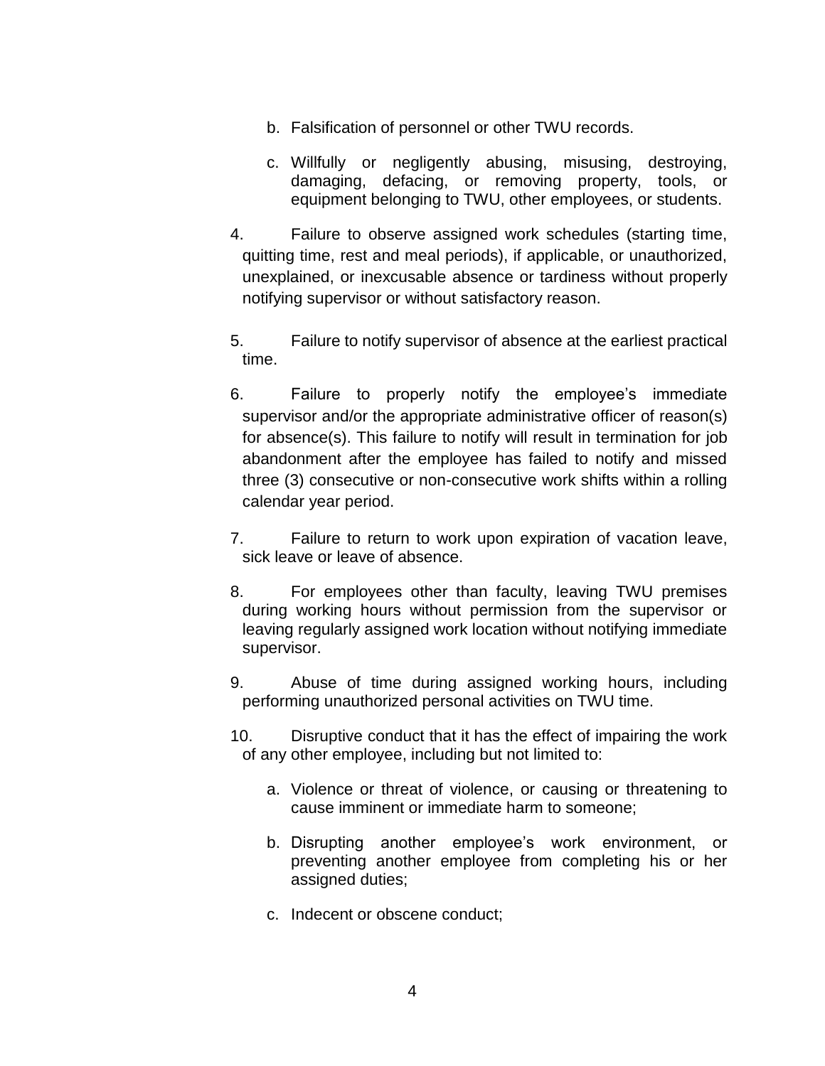b. Falsification of personnel or other TWU records.

   c. Willfully or negligently abusing, misusing, destroying, damaging, defacing, or removing property, tools, or equipment belonging to TWU, other employees, or students.

4. Failure to observe assigned work schedules (starting time, quitting time, rest and meal periods), if applicable, or unauthorized, unexplained, or inexcusable absence or tardiness without properly notifying supervisor or without satisfactory reason.

5. Failure to notify supervisor of absence at the earliest practical time.

6. Failure to properly notify the employee's immediate supervisor and/or the appropriate administrative officer of reason(s) for absence(s). This failure to notify will result in termination for job abandonment after the employee has failed to notify and missed three (3) consecutive or non-consecutive work shifts within a rolling calendar year period.

7. Failure to return to work upon expiration of vacation leave, sick leave or leave of absence.

8. For employees other than faculty, leaving TWU premises during working hours without permission from the supervisor or leaving regularly assigned work location without notifying immediate supervisor.

9. Abuse of time during assigned working hours, including performing unauthorized personal activities on TWU time.

10. Disruptive conduct that it has the effect of impairing the work of any other employee, including but not limited to:

    a. Violence or threat of violence, or causing or threatening to cause imminent or immediate harm to someone;

    b. Disrupting another employee's work environment, or preventing another employee from completing his or her assigned duties;

    c. Indecent or obscene conduct;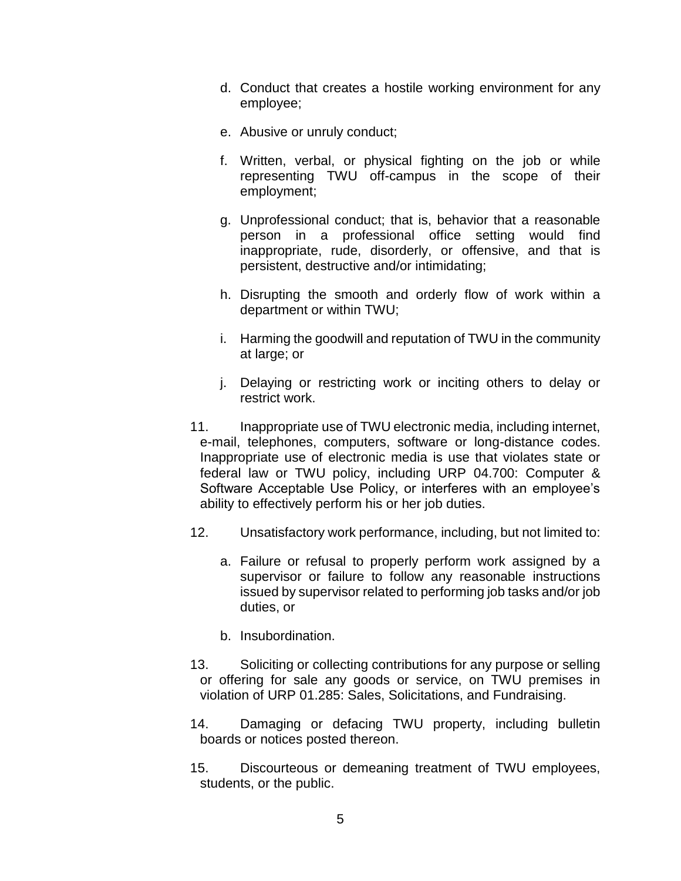d. Conduct that creates a hostile working environment for any employee;

e. Abusive or unruly conduct;

f. Written, verbal, or physical fighting on the job or while representing TWU off-campus in the scope of their employment;

g. Unprofessional conduct; that is, behavior that a reasonable person in a professional office setting would find inappropriate, rude, disorderly, or offensive, and that is persistent, destructive and/or intimidating;

h. Disrupting the smooth and orderly flow of work within a department or within TWU;

i. Harming the goodwill and reputation of TWU in the community at large; or

j. Delaying or restricting work or inciting others to delay or restrict work.

11. Inappropriate use of TWU electronic media, including internet, e-mail, telephones, computers, software or long-distance codes. Inappropriate use of electronic media is use that violates state or federal law or TWU policy, including URP 04.700: Computer & Software Acceptable Use Policy, or interferes with an employee's ability to effectively perform his or her job duties.

12. Unsatisfactory work performance, including, but not limited to:

    a. Failure or refusal to properly perform work assigned by a supervisor or failure to follow any reasonable instructions issued by supervisor related to performing job tasks and/or job duties, or

    b. Insubordination.

13. Soliciting or collecting contributions for any purpose or selling or offering for sale any goods or service, on TWU premises in violation of URP 01.285: Sales, Solicitations, and Fundraising.

14. Damaging or defacing TWU property, including bulletin boards or notices posted thereon.

15. Discourteous or demeaning treatment of TWU employees, students, or the public.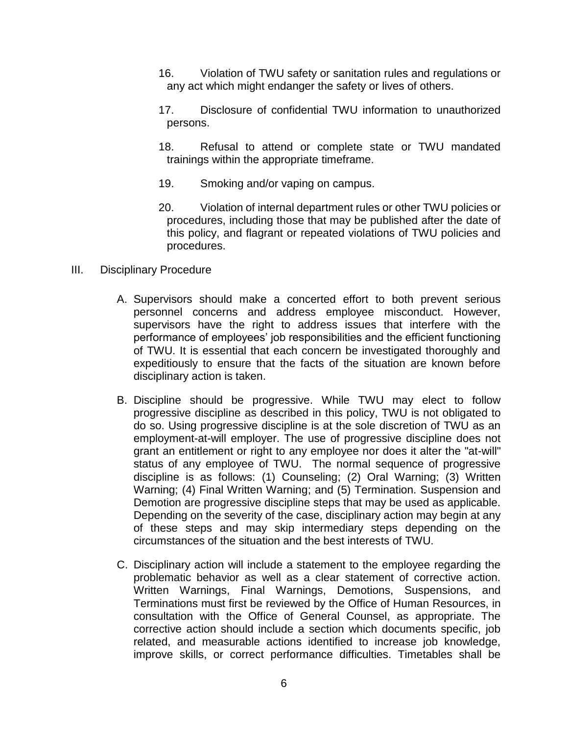16. Violation of TWU safety or sanitation rules and regulations or any act which might endanger the safety or lives of others.

17. Disclosure of confidential TWU information to unauthorized persons.

18. Refusal to attend or complete state or TWU mandated trainings within the appropriate timeframe.

19. Smoking and/or vaping on campus.

20. Violation of internal department rules or other TWU policies or procedures, including those that may be published after the date of this policy, and flagrant or repeated violations of TWU policies and procedures.

III. Disciplinary Procedure

A. Supervisors should make a concerted effort to both prevent serious personnel concerns and address employee misconduct. However, supervisors have the right to address issues that interfere with the performance of employees' job responsibilities and the efficient functioning of TWU. It is essential that each concern be investigated thoroughly and expeditiously to ensure that the facts of the situation are known before disciplinary action is taken.

B. Discipline should be progressive. While TWU may elect to follow progressive discipline as described in this policy, TWU is not obligated to do so. Using progressive discipline is at the sole discretion of TWU as an employment-at-will employer. The use of progressive discipline does not grant an entitlement or right to any employee nor does it alter the "at-will" status of any employee of TWU. The normal sequence of progressive discipline is as follows: (1) Counseling; (2) Oral Warning; (3) Written Warning; (4) Final Written Warning; and (5) Termination. Suspension and Demotion are progressive discipline steps that may be used as applicable. Depending on the severity of the case, disciplinary action may begin at any of these steps and may skip intermediary steps depending on the circumstances of the situation and the best interests of TWU.

C. Disciplinary action will include a statement to the employee regarding the problematic behavior as well as a clear statement of corrective action. Written Warnings, Final Warnings, Demotions, Suspensions, and Terminations must first be reviewed by the Office of Human Resources, in consultation with the Office of General Counsel, as appropriate. The corrective action should include a section which documents specific, job related, and measurable actions identified to increase job knowledge, improve skills, or correct performance difficulties. Timetables shall be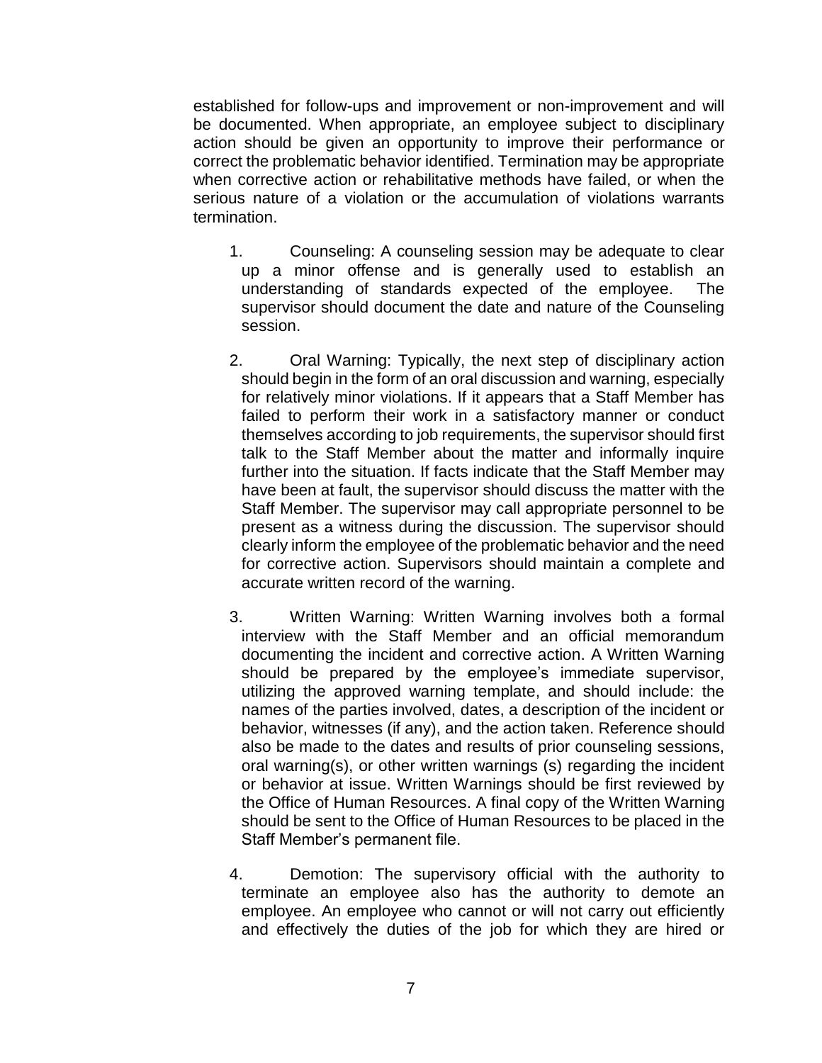established for follow-ups and improvement or non-improvement and will be documented. When appropriate, an employee subject to disciplinary action should be given an opportunity to improve their performance or correct the problematic behavior identified. Termination may be appropriate when corrective action or rehabilitative methods have failed, or when the serious nature of a violation or the accumulation of violations warrants termination.

1. Counseling: A counseling session may be adequate to clear up a minor offense and is generally used to establish an understanding of standards expected of the employee. The supervisor should document the date and nature of the Counseling session.

2. Oral Warning: Typically, the next step of disciplinary action should begin in the form of an oral discussion and warning, especially for relatively minor violations. If it appears that a Staff Member has failed to perform their work in a satisfactory manner or conduct themselves according to job requirements, the supervisor should first talk to the Staff Member about the matter and informally inquire further into the situation. If facts indicate that the Staff Member may have been at fault, the supervisor should discuss the matter with the Staff Member. The supervisor may call appropriate personnel to be present as a witness during the discussion. The supervisor should clearly inform the employee of the problematic behavior and the need for corrective action. Supervisors should maintain a complete and accurate written record of the warning.

3. Written Warning: Written Warning involves both a formal interview with the Staff Member and an official memorandum documenting the incident and corrective action. A Written Warning should be prepared by the employee's immediate supervisor, utilizing the approved warning template, and should include: the names of the parties involved, dates, a description of the incident or behavior, witnesses (if any), and the action taken. Reference should also be made to the dates and results of prior counseling sessions, oral warning(s), or other written warnings (s) regarding the incident or behavior at issue. Written Warnings should be first reviewed by the Office of Human Resources. A final copy of the Written Warning should be sent to the Office of Human Resources to be placed in the Staff Member's permanent file.

4. Demotion: The supervisory official with the authority to terminate an employee also has the authority to demote an employee. An employee who cannot or will not carry out efficiently and effectively the duties of the job for which they are hired or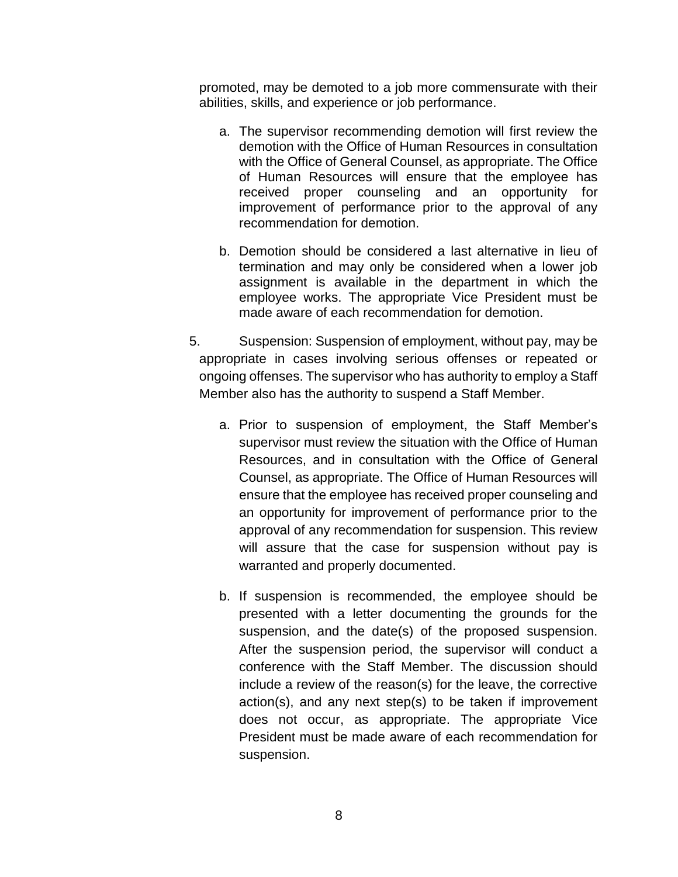promoted, may be demoted to a job more commensurate with their abilities, skills, and experience or job performance.

a. The supervisor recommending demotion will first review the demotion with the Office of Human Resources in consultation with the Office of General Counsel, as appropriate. The Office of Human Resources will ensure that the employee has received proper counseling and an opportunity for improvement of performance prior to the approval of any recommendation for demotion.

b. Demotion should be considered a last alternative in lieu of termination and may only be considered when a lower job assignment is available in the department in which the employee works. The appropriate Vice President must be made aware of each recommendation for demotion.

5. Suspension: Suspension of employment, without pay, may be appropriate in cases involving serious offenses or repeated or ongoing offenses. The supervisor who has authority to employ a Staff Member also has the authority to suspend a Staff Member.

a. Prior to suspension of employment, the Staff Member's supervisor must review the situation with the Office of Human Resources, and in consultation with the Office of General Counsel, as appropriate. The Office of Human Resources will ensure that the employee has received proper counseling and an opportunity for improvement of performance prior to the approval of any recommendation for suspension. This review will assure that the case for suspension without pay is warranted and properly documented.

b. If suspension is recommended, the employee should be presented with a letter documenting the grounds for the suspension, and the date(s) of the proposed suspension. After the suspension period, the supervisor will conduct a conference with the Staff Member. The discussion should include a review of the reason(s) for the leave, the corrective action(s), and any next step(s) to be taken if improvement does not occur, as appropriate. The appropriate Vice President must be made aware of each recommendation for suspension.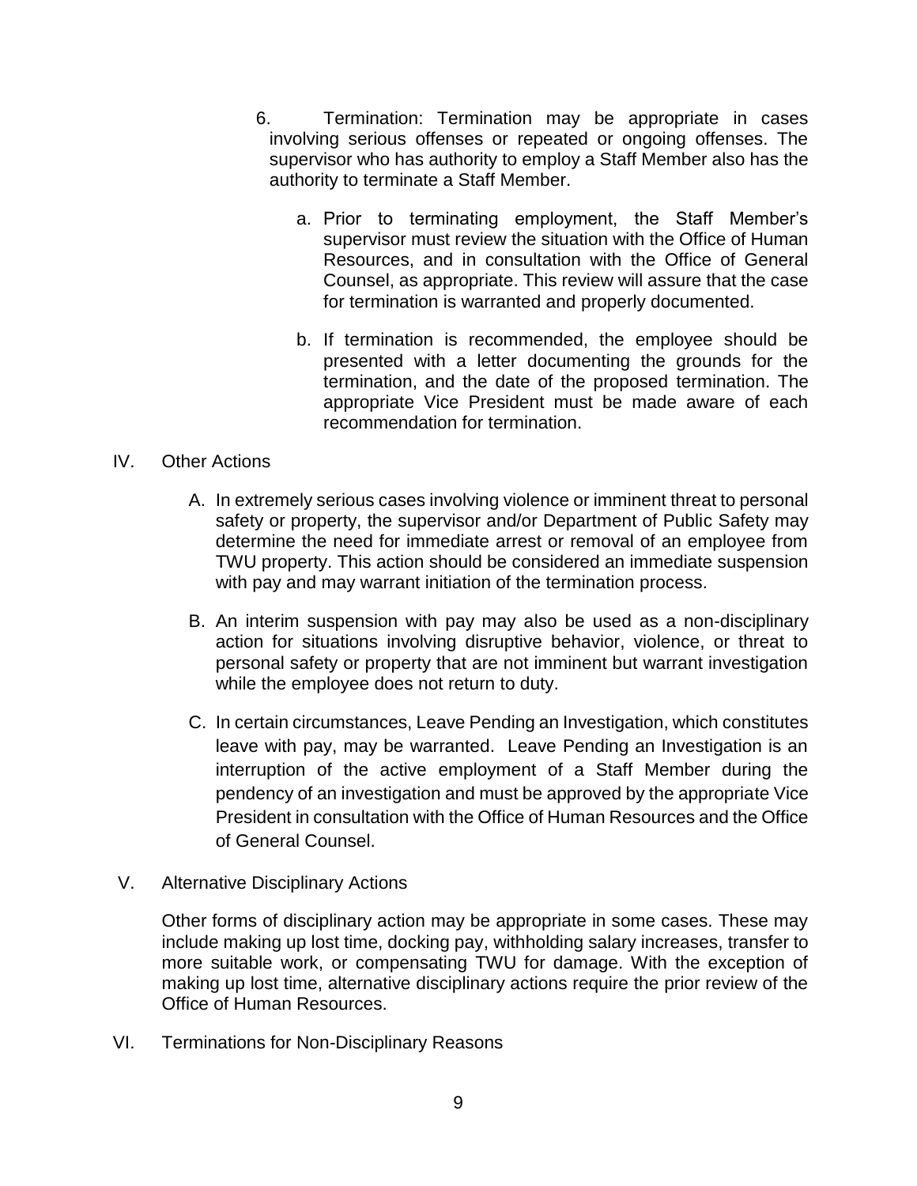6. Termination: Termination may be appropriate in cases involving serious offenses or repeated or ongoing offenses. The supervisor who has authority to employ a Staff Member also has the authority to terminate a Staff Member.

   a. Prior to terminating employment, the Staff Member's supervisor must review the situation with the Office of Human Resources, and in consultation with the Office of General Counsel, as appropriate. This review will assure that the case for termination is warranted and properly documented.

   b. If termination is recommended, the employee should be presented with a letter documenting the grounds for the termination, and the date of the proposed termination. The appropriate Vice President must be made aware of each recommendation for termination.

## IV. Other Actions

A. In extremely serious cases involving violence or imminent threat to personal safety or property, the supervisor and/or Department of Public Safety may determine the need for immediate arrest or removal of an employee from TWU property. This action should be considered an immediate suspension with pay and may warrant initiation of the termination process.

B. An interim suspension with pay may also be used as a non-disciplinary action for situations involving disruptive behavior, violence, or threat to personal safety or property that are not imminent but warrant investigation while the employee does not return to duty.

C. In certain circumstances, Leave Pending an Investigation, which constitutes leave with pay, may be warranted. Leave Pending an Investigation is an interruption of the active employment of a Staff Member during the pendency of an investigation and must be approved by the appropriate Vice President in consultation with the Office of Human Resources and the Office of General Counsel.

## V. Alternative Disciplinary Actions

Other forms of disciplinary action may be appropriate in some cases. These may include making up lost time, docking pay, withholding salary increases, transfer to more suitable work, or compensating TWU for damage. With the exception of making up lost time, alternative disciplinary actions require the prior review of the Office of Human Resources.

## VI. Terminations for Non-Disciplinary Reasons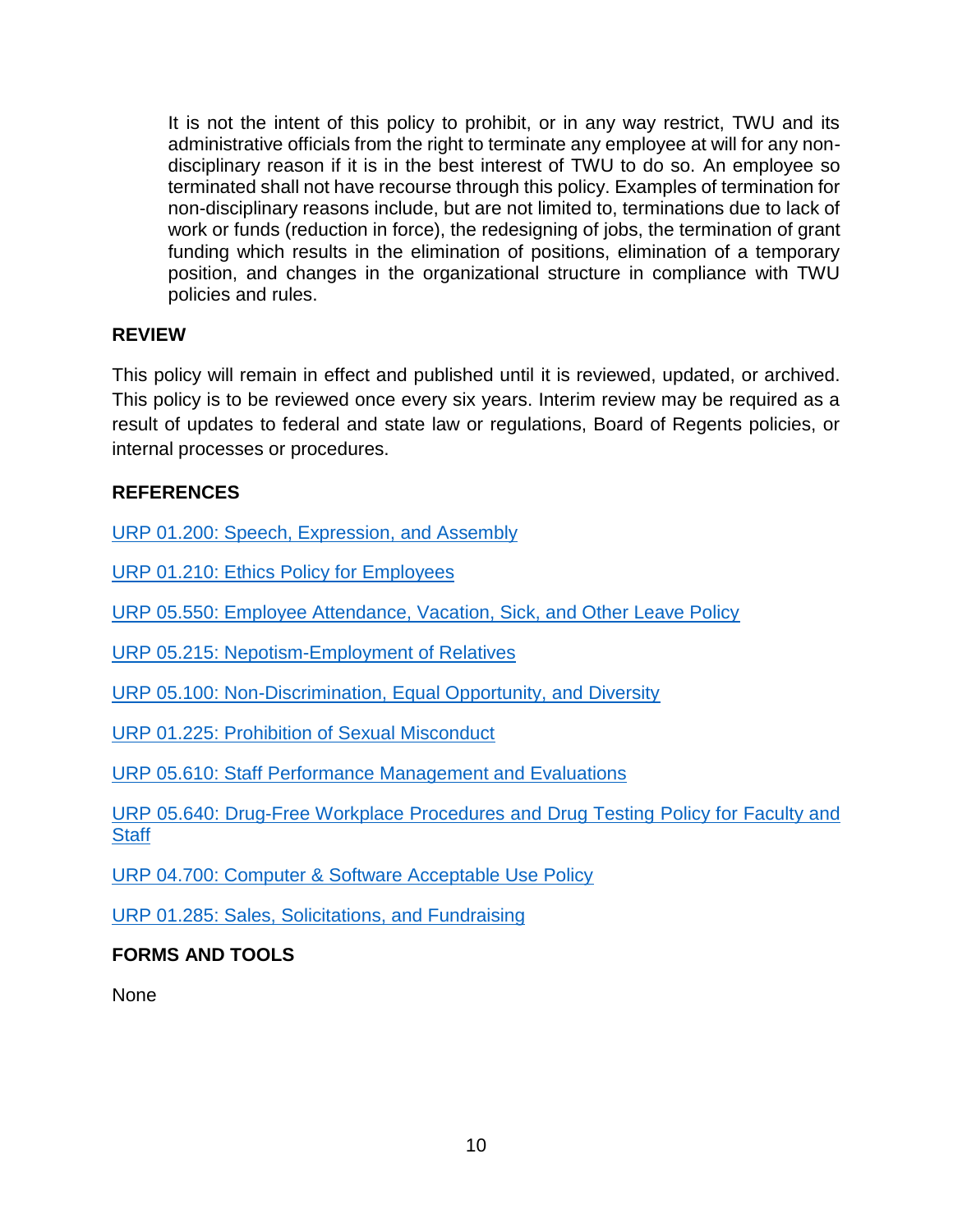It is not the intent of this policy to prohibit, or in any way restrict, TWU and its administrative officials from the right to terminate any employee at will for any non-disciplinary reason if it is in the best interest of TWU to do so. An employee so terminated shall not have recourse through this policy. Examples of termination for non-disciplinary reasons include, but are not limited to, terminations due to lack of work or funds (reduction in force), the redesigning of jobs, the termination of grant funding which results in the elimination of positions, elimination of a temporary position, and changes in the organizational structure in compliance with TWU policies and rules.

## REVIEW

This policy will remain in effect and published until it is reviewed, updated, or archived. This policy is to be reviewed once every six years. Interim review may be required as a result of updates to federal and state law or regulations, Board of Regents policies, or internal processes or procedures.

## REFERENCES

URP 01.200: Speech, Expression, and Assembly

URP 01.210: Ethics Policy for Employees

URP 05.550: Employee Attendance, Vacation, Sick, and Other Leave Policy

URP 05.215: Nepotism-Employment of Relatives

URP 05.100: Non-Discrimination, Equal Opportunity, and Diversity

URP 01.225: Prohibition of Sexual Misconduct

URP 05.610: Staff Performance Management and Evaluations

URP 05.640: Drug-Free Workplace Procedures and Drug Testing Policy for Faculty and Staff

URP 04.700: Computer & Software Acceptable Use Policy

URP 01.285: Sales, Solicitations, and Fundraising

## FORMS AND TOOLS

None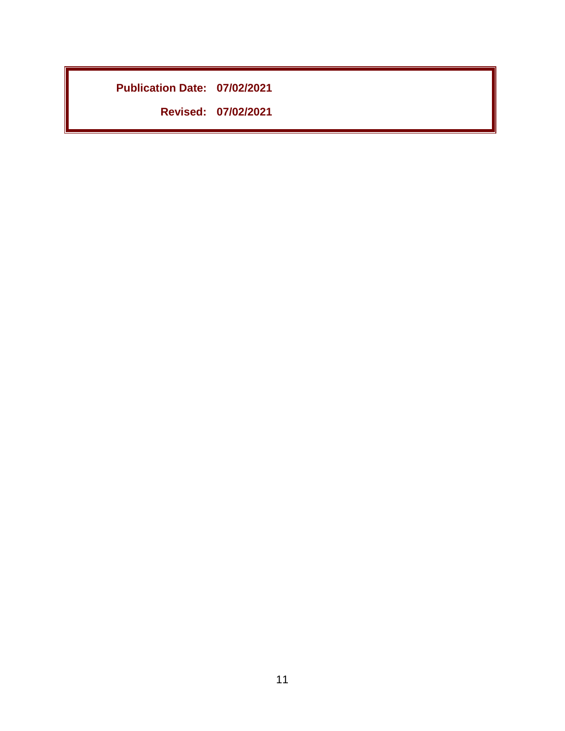**Publication Date: 07/02/2021**

**Revised: 07/02/2021**